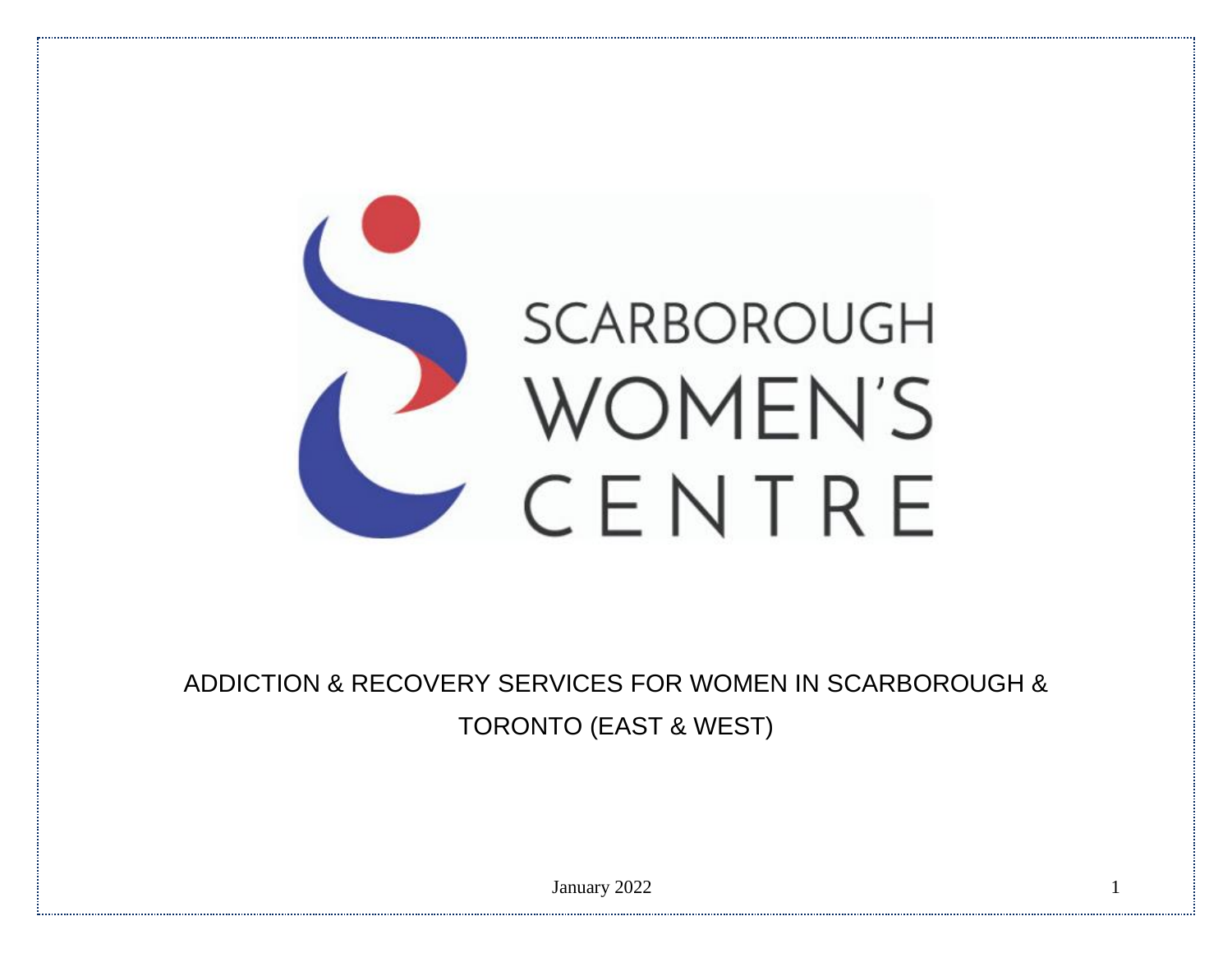SCARBOROUGH WOMEN'S CENTRE

# ADDICTION & RECOVERY SERVICES FOR WOMEN IN SCARBOROUGH & TORONTO (EAST & WEST)

January 2022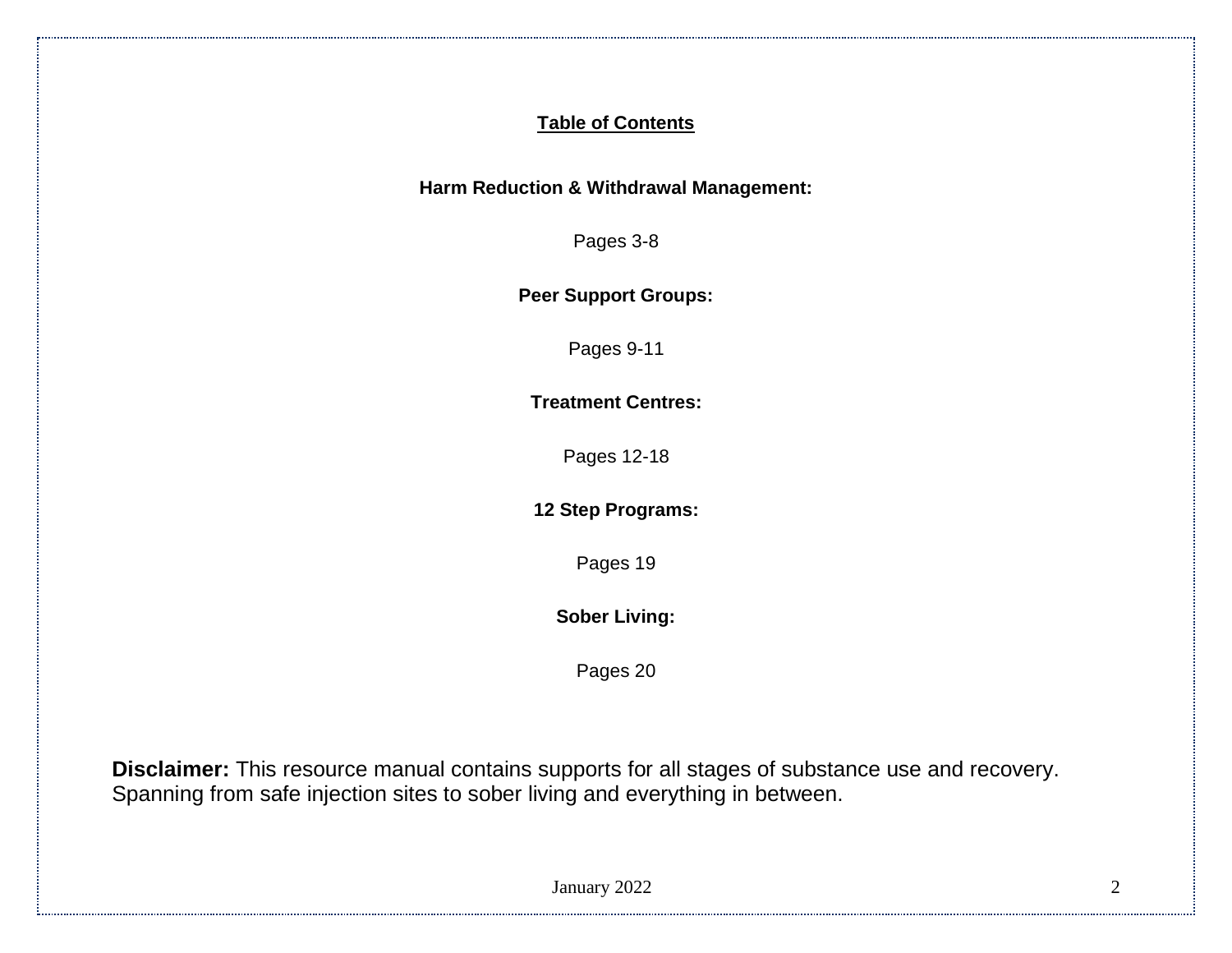## Table of Contents

**Harm Reduction & Withdrawal Management:**

Pages 3-8

**Peer Support Groups:**

Pages 9-11

**Treatment Centres:**

Pages 12-18

**12 Step Programs:**

Pages 19

**Sober Living:**

Pages 20

**Disclaimer:** This resource manual contains supports for all stages of substance use and recovery. Spanning from safe injection sites to sober living and everything in between.

January 2022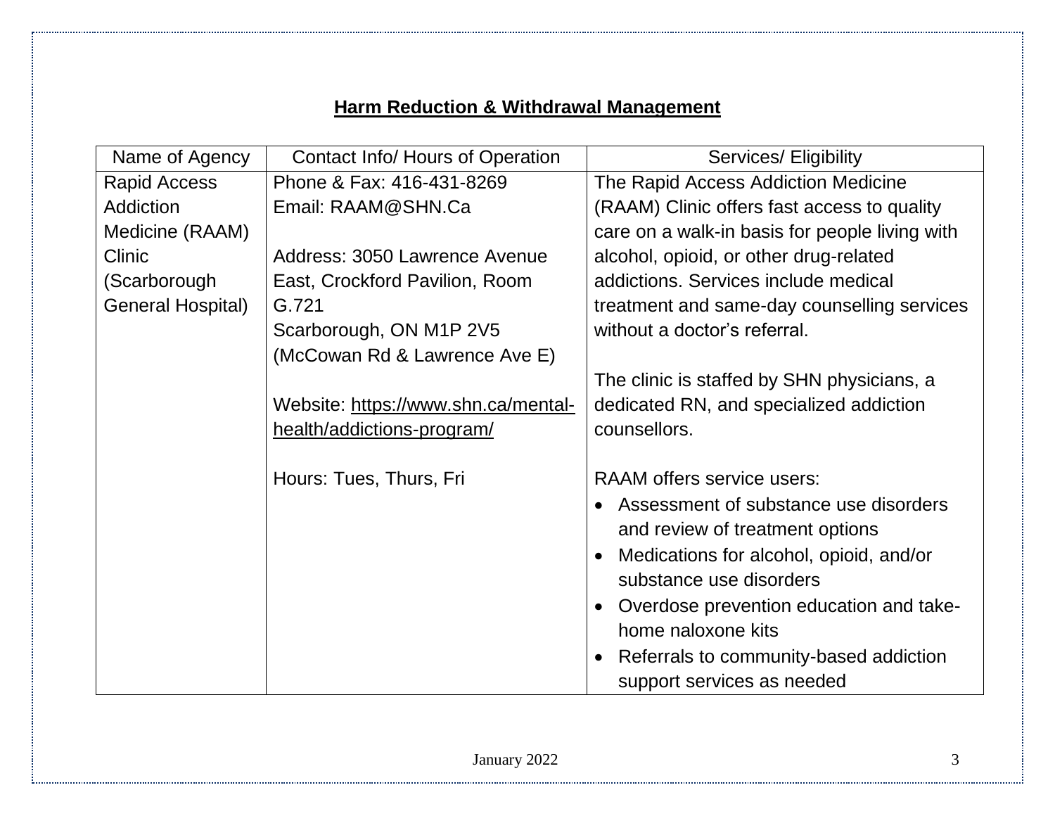## Harm Reduction & Withdrawal Management

| Name of Agency | Contact Info/ Hours of Operation | Services/ Eligibility |
|---|---|---|
| Rapid Access Addiction Medicine (RAAM) Clinic (Scarborough General Hospital) | Phone & Fax: 416-431-8269<br>Email: RAAM@SHN.Ca<br><br>Address: 3050 Lawrence Avenue East, Crockford Pavilion, Room G.721<br>Scarborough, ON M1P 2V5<br>(McCowan Rd & Lawrence Ave E)<br><br>Website: https://www.shn.ca/mental-health/addictions-program/<br><br>Hours: Tues, Thurs, Fri | The Rapid Access Addiction Medicine (RAAM) Clinic offers fast access to quality care on a walk-in basis for people living with alcohol, opioid, or other drug-related addictions. Services include medical treatment and same-day counselling services without a doctor's referral.<br><br>The clinic is staffed by SHN physicians, a dedicated RN, and specialized addiction counsellors.<br><br>RAAM offers service users:<br>• Assessment of substance use disorders and review of treatment options<br>• Medications for alcohol, opioid, and/or substance use disorders<br>• Overdose prevention education and take-home naloxone kits<br>• Referrals to community-based addiction support services as needed |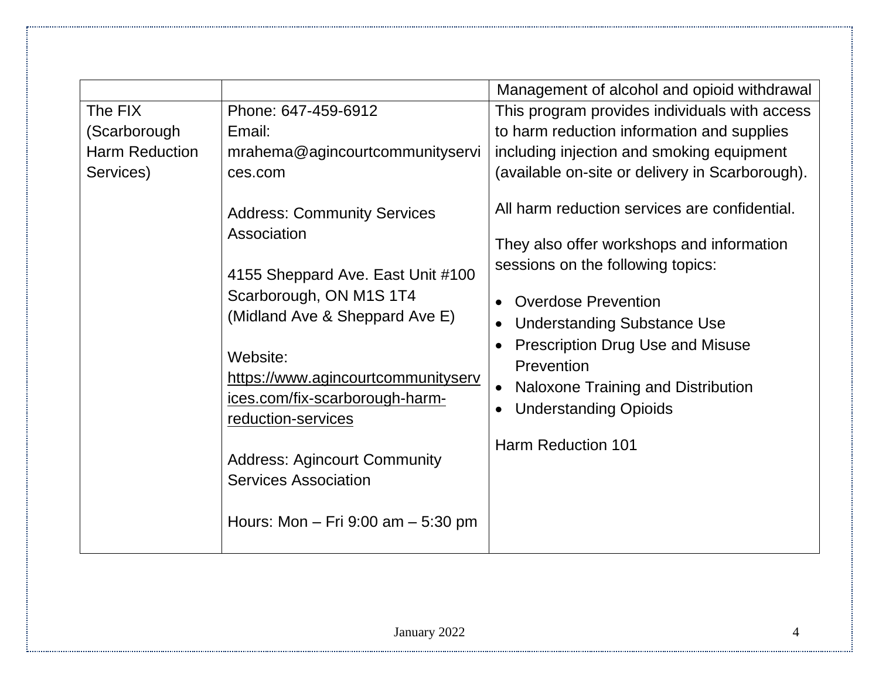| | | |
|---|---|---|
| | | Management of alcohol and opioid withdrawal |
| The FIX (Scarborough Harm Reduction Services) | Phone: 647-459-6912<br>Email: mrahema@agincourtcommunityservices.com<br><br>Address: Community Services Association<br><br>4155 Sheppard Ave. East Unit #100 Scarborough, ON M1S 1T4 (Midland Ave & Sheppard Ave E)<br><br>Website: https://www.agincourtcommunityservices.com/fix-scarborough-harm-reduction-services<br><br>Address: Agincourt Community Services Association<br><br>Hours: Mon – Fri 9:00 am – 5:30 pm | This program provides individuals with access to harm reduction information and supplies including injection and smoking equipment (available on-site or delivery in Scarborough).<br><br>All harm reduction services are confidential.<br><br>They also offer workshops and information sessions on the following topics:<br><br>• Overdose Prevention<br>• Understanding Substance Use<br>• Prescription Drug Use and Misuse Prevention<br>• Naloxone Training and Distribution<br>• Understanding Opioids<br><br>Harm Reduction 101 |

January 2022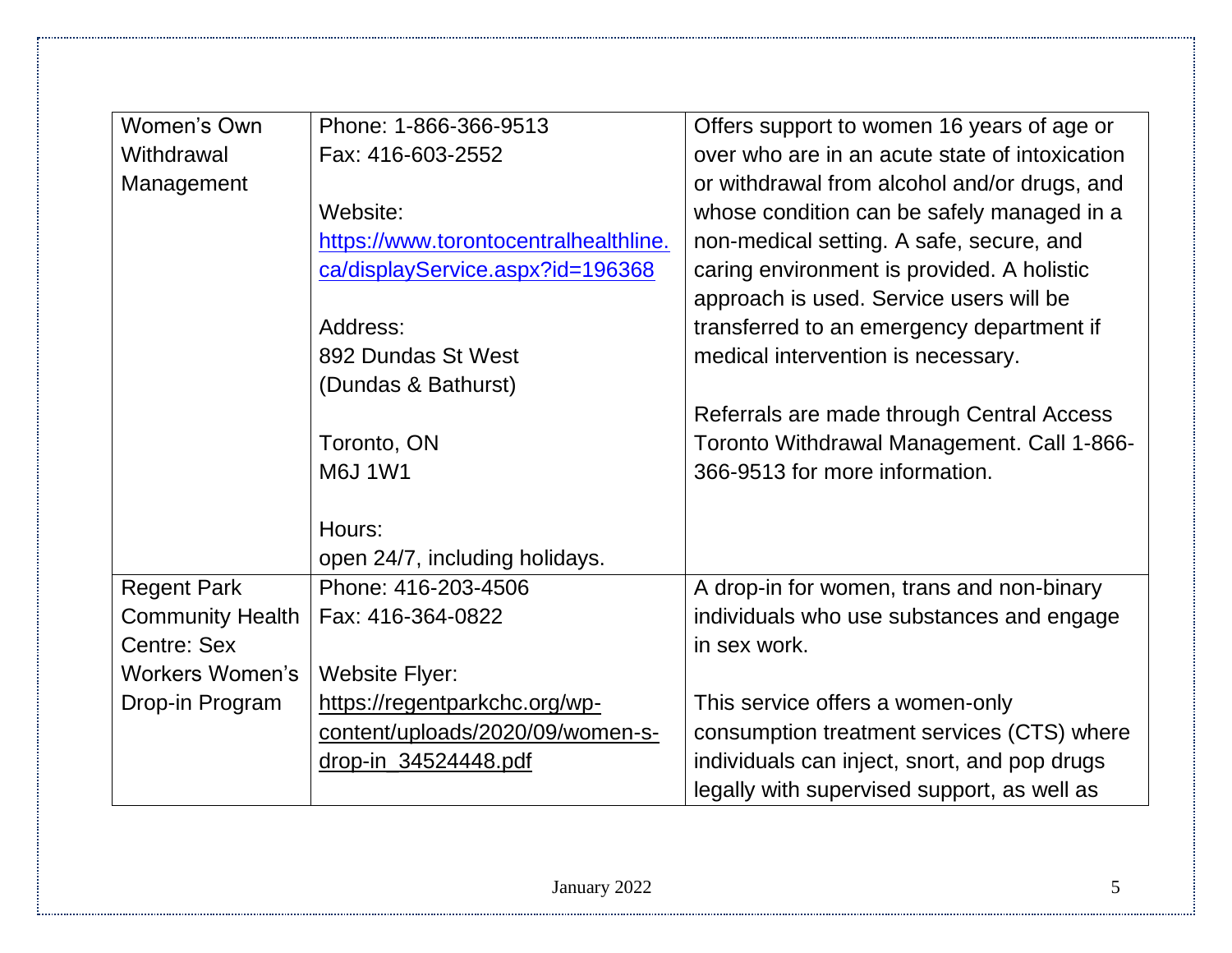| | | |
|---|---|---|
| Women's Own Withdrawal Management | Phone: 1-866-366-9513<br>Fax: 416-603-2552<br><br>Website:<br>[https://www.torontocentralhealthline.ca/displayService.aspx?id=196368](https://www.torontocentralhealthline.ca/displayService.aspx?id=196368)<br><br>Address:<br>892 Dundas St West<br>(Dundas & Bathurst)<br><br>Toronto, ON<br>M6J 1W1<br><br>Hours:<br>open 24/7, including holidays. | Offers support to women 16 years of age or over who are in an acute state of intoxication or withdrawal from alcohol and/or drugs, and whose condition can be safely managed in a non-medical setting. A safe, secure, and caring environment is provided. A holistic approach is used. Service users will be transferred to an emergency department if medical intervention is necessary.<br><br>Referrals are made through Central Access Toronto Withdrawal Management. Call 1-866-366-9513 for more information. |
| Regent Park Community Health Centre: Sex Workers Women's Drop-in Program | Phone: 416-203-4506<br>Fax: 416-364-0822<br><br>Website Flyer:<br>[https://regentparkchc.org/wp-content/uploads/2020/09/women-s-drop-in_34524448.pdf](https://regentparkchc.org/wp-content/uploads/2020/09/women-s-drop-in_34524448.pdf) | A drop-in for women, trans and non-binary individuals who use substances and engage in sex work.<br><br>This service offers a women-only consumption treatment services (CTS) where individuals can inject, snort, and pop drugs legally with supervised support, as well as |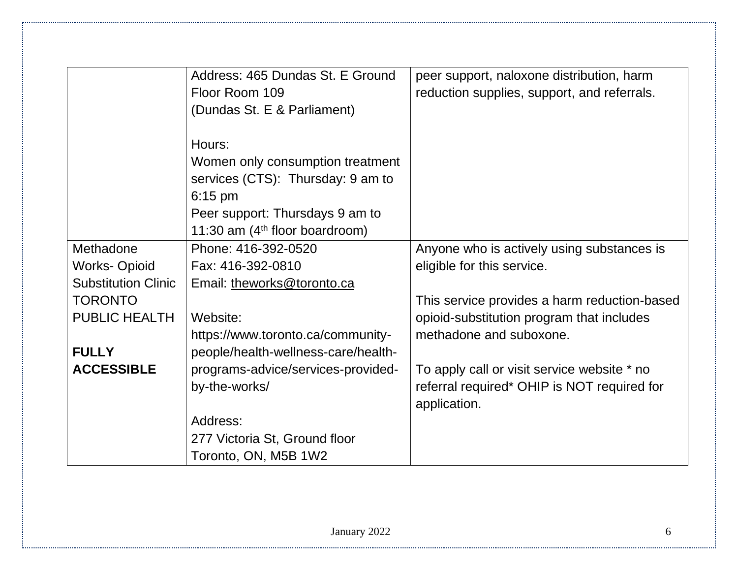| | | |
|---|---|---|
| | Address: 465 Dundas St. E Ground Floor Room 109<br>(Dundas St. E & Parliament)<br><br>Hours:<br>Women only consumption treatment services (CTS): Thursday: 9 am to 6:15 pm<br>Peer support: Thursdays 9 am to 11:30 am (4th floor boardroom) | peer support, naloxone distribution, harm reduction supplies, support, and referrals. |
| Methadone Works- Opioid Substitution Clinic TORONTO PUBLIC HEALTH<br><br>**FULLY ACCESSIBLE** | Phone: 416-392-0520<br>Fax: 416-392-0810<br>Email: theworks@toronto.ca<br><br>Website:<br>https://www.toronto.ca/community-people/health-wellness-care/health-programs-advice/services-provided-by-the-works/<br><br>Address:<br>277 Victoria St, Ground floor<br>Toronto, ON, M5B 1W2 | Anyone who is actively using substances is eligible for this service.<br><br>This service provides a harm reduction-based opioid-substitution program that includes methadone and suboxone.<br><br>To apply call or visit service website * no referral required* OHIP is NOT required for application. |

January 2022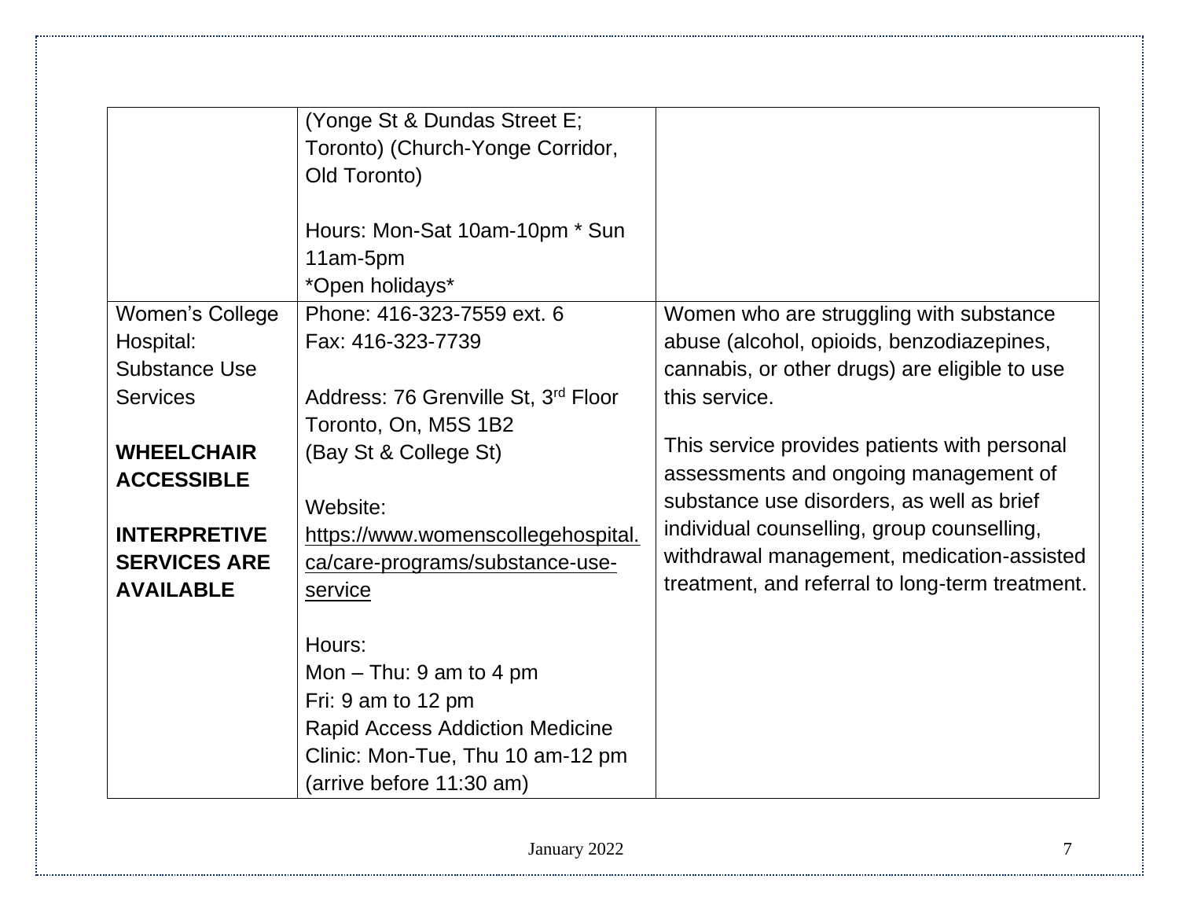| | | |
|---|---|---|
| | (Yonge St & Dundas Street E; Toronto) (Church-Yonge Corridor, Old Toronto)<br><br>Hours: Mon-Sat 10am-10pm * Sun 11am-5pm<br>*Open holidays* | |
| Women's College Hospital: Substance Use Services<br><br>**WHEELCHAIR ACCESSIBLE**<br><br>**INTERPRETIVE SERVICES ARE AVAILABLE** | Phone: 416-323-7559 ext. 6<br>Fax: 416-323-7739<br><br>Address: 76 Grenville St, 3rd Floor Toronto, On, M5S 1B2<br>(Bay St & College St)<br><br>Website: https://www.womenscollegehospital.ca/care-programs/substance-use-service<br><br>Hours:<br>Mon – Thu: 9 am to 4 pm<br>Fri: 9 am to 12 pm<br>Rapid Access Addiction Medicine Clinic: Mon-Tue, Thu 10 am-12 pm (arrive before 11:30 am) | Women who are struggling with substance abuse (alcohol, opioids, benzodiazepines, cannabis, or other drugs) are eligible to use this service.<br><br>This service provides patients with personal assessments and ongoing management of substance use disorders, as well as brief individual counselling, group counselling, withdrawal management, medication-assisted treatment, and referral to long-term treatment. |

January 2022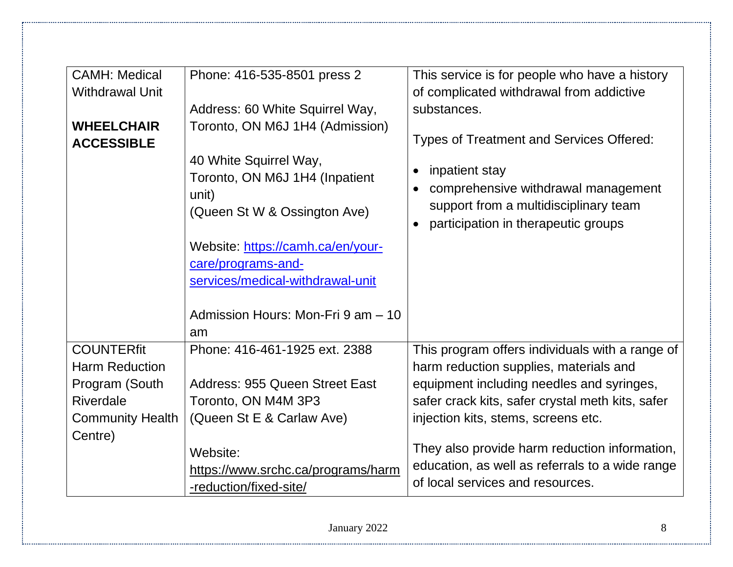| | | |
|---|---|---|
| CAMH: Medical Withdrawal Unit<br><br>**WHEELCHAIR ACCESSIBLE** | Phone: 416-535-8501 press 2<br><br>Address: 60 White Squirrel Way, Toronto, ON M6J 1H4 (Admission)<br><br>40 White Squirrel Way, Toronto, ON M6J 1H4 (Inpatient unit)<br>(Queen St W & Ossington Ave)<br><br>Website: [https://camh.ca/en/your-care/programs-and-services/medical-withdrawal-unit](https://camh.ca/en/your-care/programs-and-services/medical-withdrawal-unit)<br><br>Admission Hours: Mon-Fri 9 am – 10 am | This service is for people who have a history of complicated withdrawal from addictive substances.<br><br>Types of Treatment and Services Offered:<br><br>• inpatient stay<br>• comprehensive withdrawal management support from a multidisciplinary team<br>• participation in therapeutic groups |
| COUNTERfit Harm Reduction Program (South Riverdale Community Health Centre) | Phone: 416-461-1925 ext. 2388<br><br>Address: 955 Queen Street East Toronto, ON M4M 3P3<br>(Queen St E & Carlaw Ave)<br><br>Website: https://www.srchc.ca/programs/harm-reduction/fixed-site/ | This program offers individuals with a range of harm reduction supplies, materials and equipment including needles and syringes, safer crack kits, safer crystal meth kits, safer injection kits, stems, screens etc.<br><br>They also provide harm reduction information, education, as well as referrals to a wide range of local services and resources. |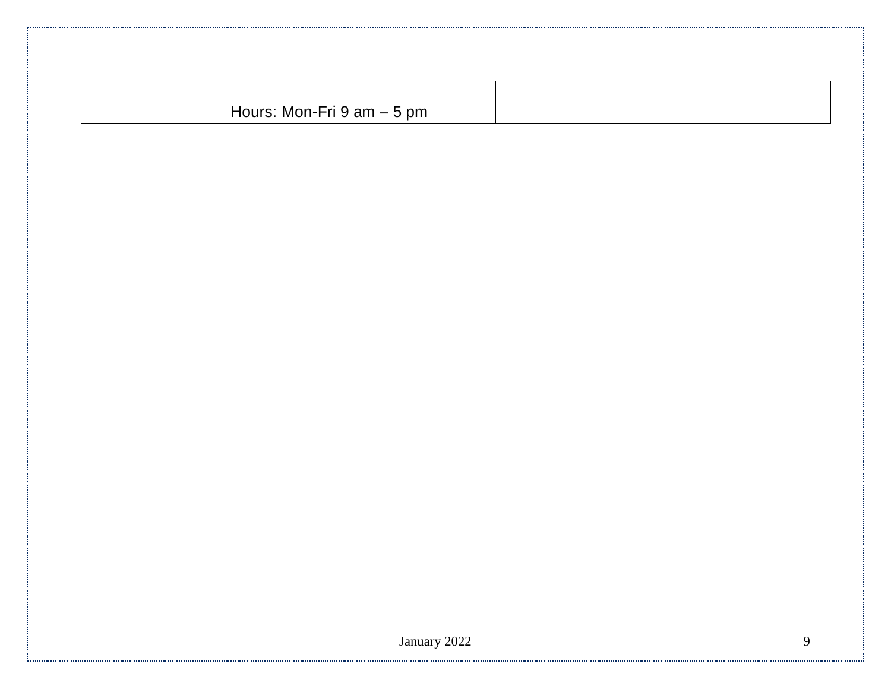|  |  |  |
|---|---|---|
|  | Hours: Mon-Fri 9 am – 5 pm |  |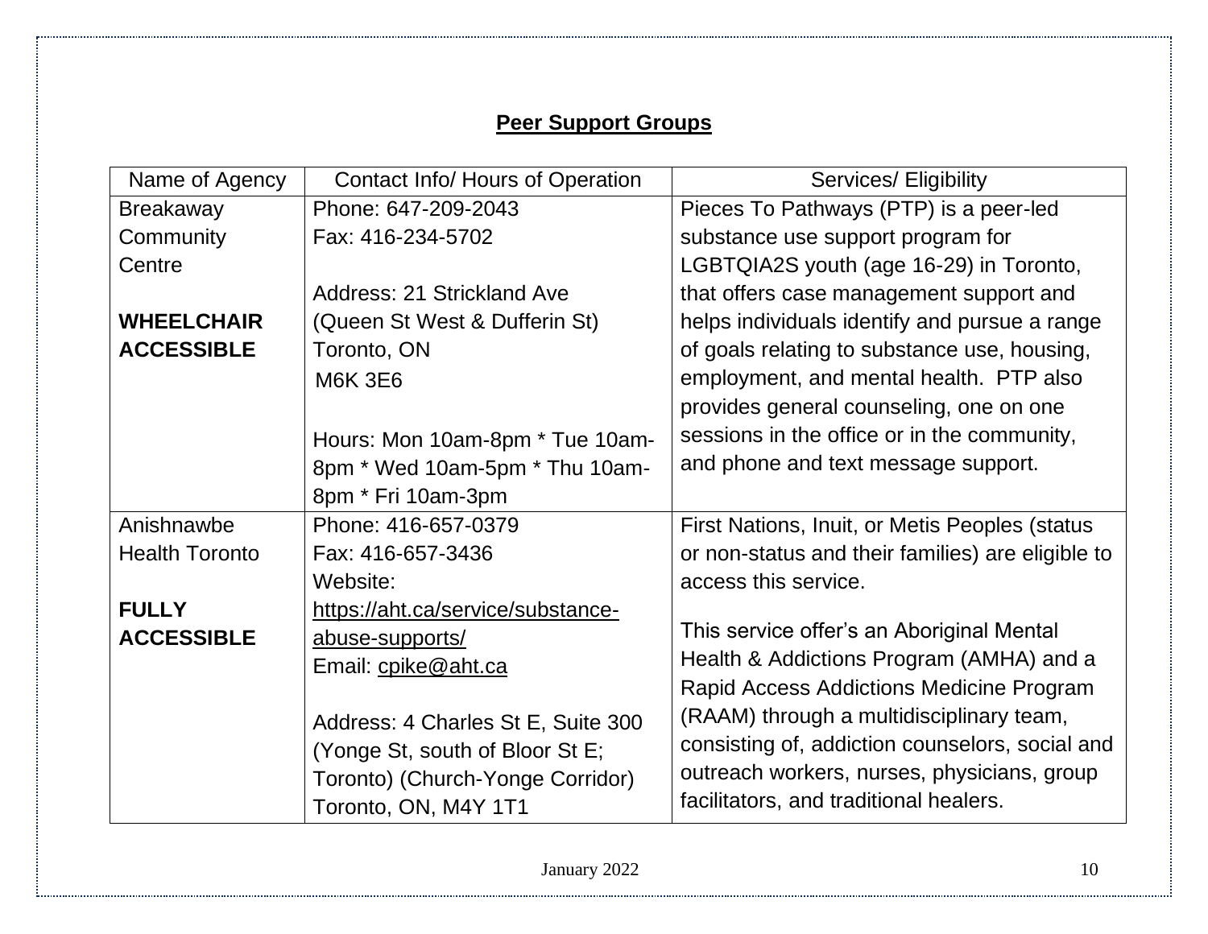## Peer Support Groups

| Name of Agency | Contact Info/ Hours of Operation | Services/ Eligibility |
|---|---|---|
| Breakaway Community Centre<br><br>**WHEELCHAIR ACCESSIBLE** | Phone: 647-209-2043<br>Fax: 416-234-5702<br><br>Address: 21 Strickland Ave (Queen St West & Dufferin St) Toronto, ON M6K 3E6<br><br>Hours: Mon 10am-8pm * Tue 10am-8pm * Wed 10am-5pm * Thu 10am-8pm * Fri 10am-3pm | Pieces To Pathways (PTP) is a peer-led substance use support program for LGBTQIA2S youth (age 16-29) in Toronto, that offers case management support and helps individuals identify and pursue a range of goals relating to substance use, housing, employment, and mental health. PTP also provides general counseling, one on one sessions in the office or in the community, and phone and text message support. |
| Anishnawbe Health Toronto<br><br>**FULLY ACCESSIBLE** | Phone: 416-657-0379<br>Fax: 416-657-3436<br>Website: https://aht.ca/service/substance-abuse-supports/<br>Email: cpike@aht.ca<br><br>Address: 4 Charles St E, Suite 300 (Yonge St, south of Bloor St E; Toronto) (Church-Yonge Corridor) Toronto, ON, M4Y 1T1 | First Nations, Inuit, or Metis Peoples (status or non-status and their families) are eligible to access this service.<br><br>This service offer's an Aboriginal Mental Health & Addictions Program (AMHA) and a Rapid Access Addictions Medicine Program (RAAM) through a multidisciplinary team, consisting of, addiction counselors, social and outreach workers, nurses, physicians, group facilitators, and traditional healers. |

January 2022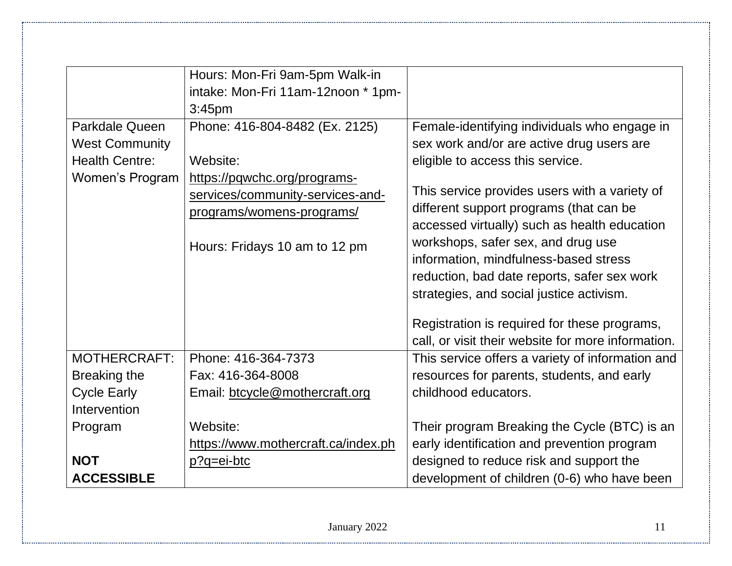| | | |
|---|---|---|
| | Hours: Mon-Fri 9am-5pm Walk-in intake: Mon-Fri 11am-12noon * 1pm-3:45pm | |
| Parkdale Queen West Community Health Centre: Women's Program | Phone: 416-804-8482 (Ex. 2125)<br><br>Website: https://pqwchc.org/programs-services/community-services-and-programs/womens-programs/<br><br>Hours: Fridays 10 am to 12 pm | Female-identifying individuals who engage in sex work and/or are active drug users are eligible to access this service.<br><br>This service provides users with a variety of different support programs (that can be accessed virtually) such as health education workshops, safer sex, and drug use information, mindfulness-based stress reduction, bad date reports, safer sex work strategies, and social justice activism.<br><br>Registration is required for these programs, call, or visit their website for more information. |
| MOTHERCRAFT: Breaking the Cycle Early Intervention Program<br><br>**NOT ACCESSIBLE** | Phone: 416-364-7373<br>Fax: 416-364-8008<br>Email: btcycle@mothercraft.org<br><br>Website: https://www.mothercraft.ca/index.php?q=ei-btc | This service offers a variety of information and resources for parents, students, and early childhood educators.<br><br>Their program Breaking the Cycle (BTC) is an early identification and prevention program designed to reduce risk and support the development of children (0-6) who have been |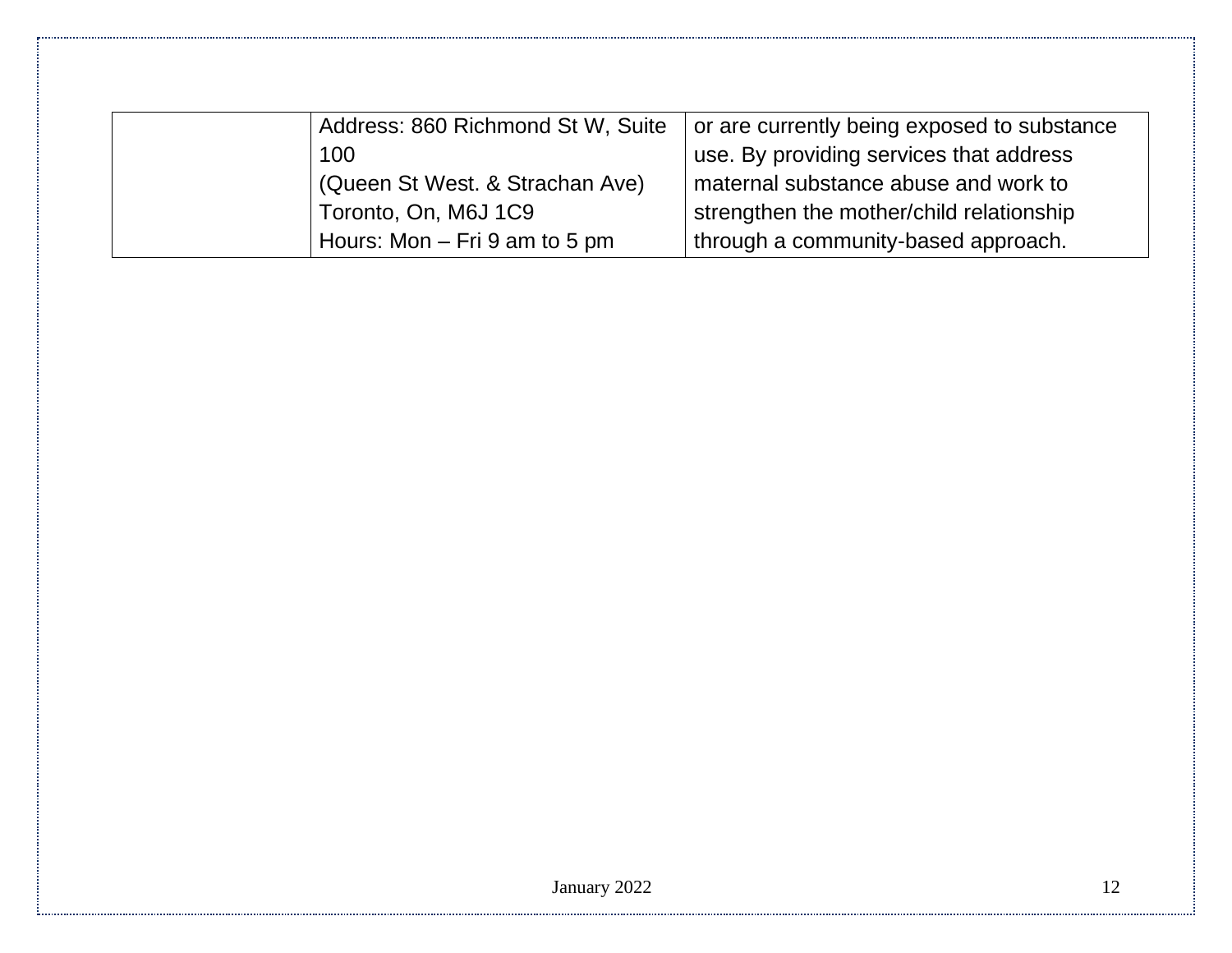| | | |
|---|---|---|
| | Address: 860 Richmond St W, Suite 100<br>(Queen St West. & Strachan Ave)<br>Toronto, On, M6J 1C9<br>Hours: Mon – Fri 9 am to 5 pm | or are currently being exposed to substance use. By providing services that address maternal substance abuse and work to strengthen the mother/child relationship through a community-based approach. |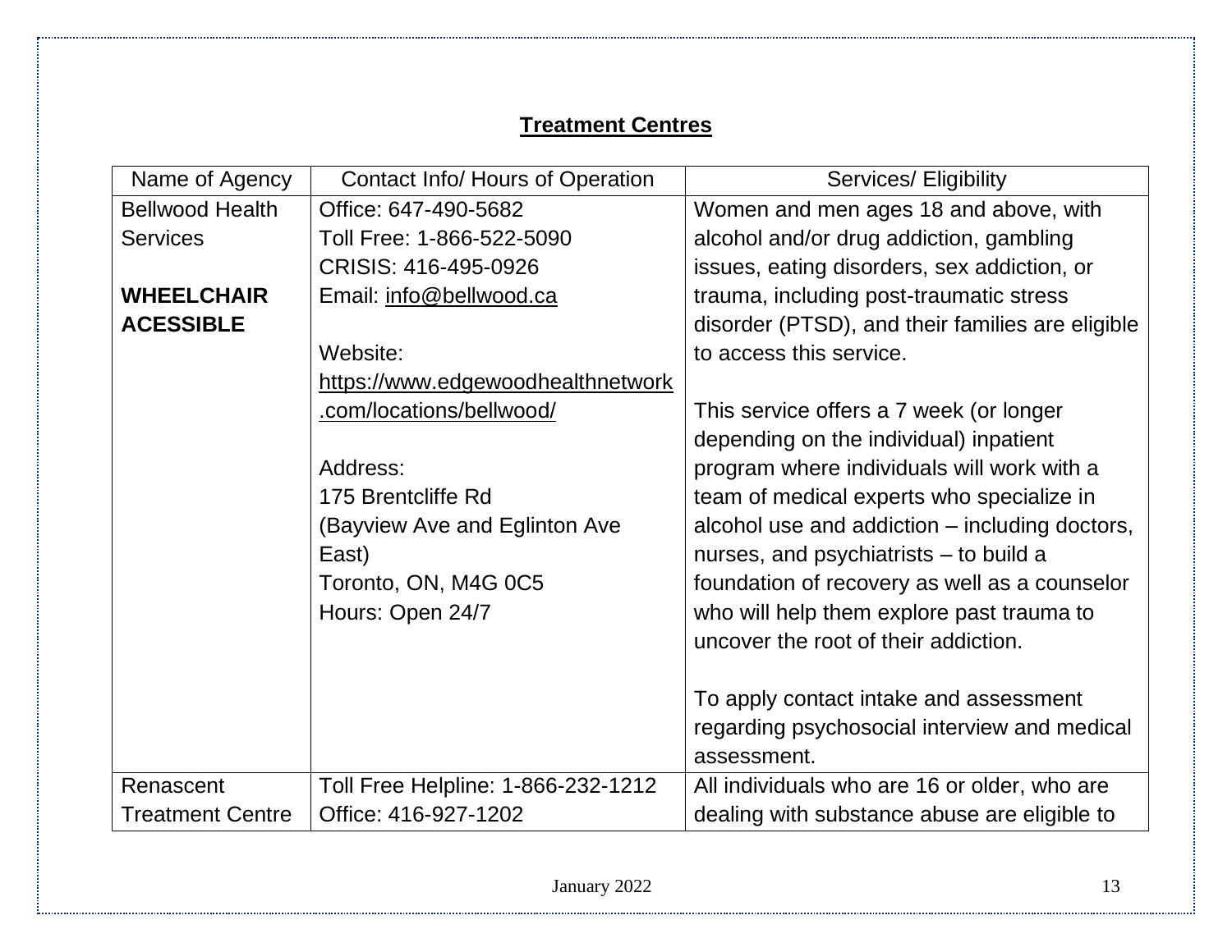## Treatment Centres

| Name of Agency | Contact Info/ Hours of Operation | Services/ Eligibility |
|---|---|---|
| Bellwood Health Services<br><br>**WHEELCHAIR ACESSIBLE** | Office: 647-490-5682<br>Toll Free: 1-866-522-5090<br>CRISIS: 416-495-0926<br>Email: info@bellwood.ca<br><br>Website: https://www.edgewoodhealthnetwork.com/locations/bellwood/<br><br>Address:<br>175 Brentcliffe Rd<br>(Bayview Ave and Eglinton Ave East)<br>Toronto, ON, M4G 0C5<br>Hours: Open 24/7 | Women and men ages 18 and above, with alcohol and/or drug addiction, gambling issues, eating disorders, sex addiction, or trauma, including post-traumatic stress disorder (PTSD), and their families are eligible to access this service.<br><br>This service offers a 7 week (or longer depending on the individual) inpatient program where individuals will work with a team of medical experts who specialize in alcohol use and addiction – including doctors, nurses, and psychiatrists – to build a foundation of recovery as well as a counselor who will help them explore past trauma to uncover the root of their addiction.<br><br>To apply contact intake and assessment regarding psychosocial interview and medical assessment. |
| Renascent Treatment Centre | Toll Free Helpline: 1-866-232-1212<br>Office: 416-927-1202 | All individuals who are 16 or older, who are dealing with substance abuse are eligible to |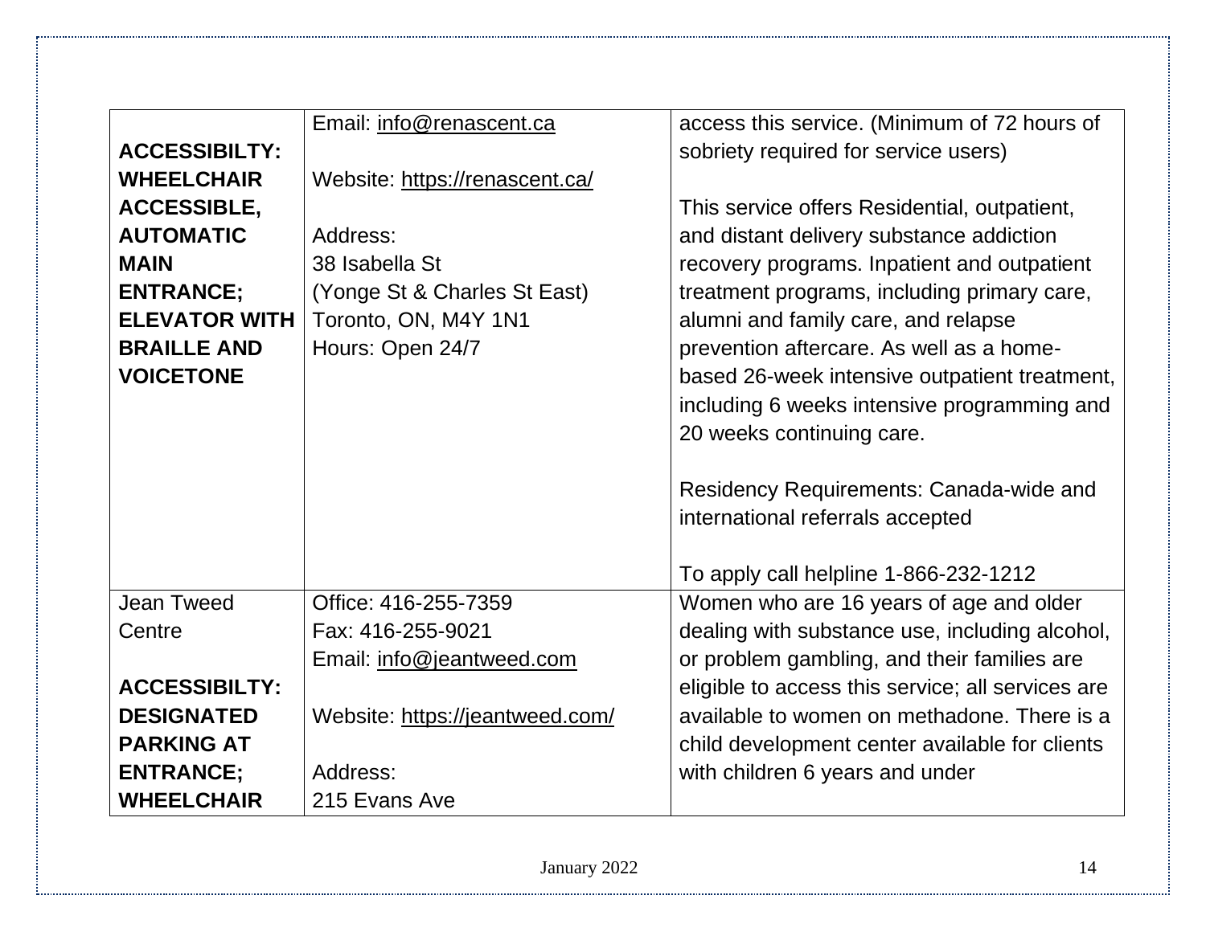| | | |
|---|---|---|
| **ACCESSIBILTY: WHEELCHAIR ACCESSIBLE, AUTOMATIC MAIN ENTRANCE; ELEVATOR WITH BRAILLE AND VOICETONE** | Email: info@renascent.ca<br><br>Website: https://renascent.ca/<br><br>Address:<br>38 Isabella St<br>(Yonge St & Charles St East)<br>Toronto, ON, M4Y 1N1<br>Hours: Open 24/7 | access this service. (Minimum of 72 hours of sobriety required for service users)<br><br>This service offers Residential, outpatient, and distant delivery substance addiction recovery programs. Inpatient and outpatient treatment programs, including primary care, alumni and family care, and relapse prevention aftercare. As well as a home-based 26-week intensive outpatient treatment, including 6 weeks intensive programming and 20 weeks continuing care.<br><br>Residency Requirements: Canada-wide and international referrals accepted<br><br>To apply call helpline 1-866-232-1212 |
| Jean Tweed Centre<br><br>**ACCESSIBILTY: DESIGNATED PARKING AT ENTRANCE; WHEELCHAIR** | Office: 416-255-7359<br>Fax: 416-255-9021<br>Email: info@jeantweed.com<br><br>Website: https://jeantweed.com/<br><br>Address:<br>215 Evans Ave | Women who are 16 years of age and older dealing with substance use, including alcohol, or problem gambling, and their families are eligible to access this service; all services are available to women on methadone. There is a child development center available for clients with children 6 years and under |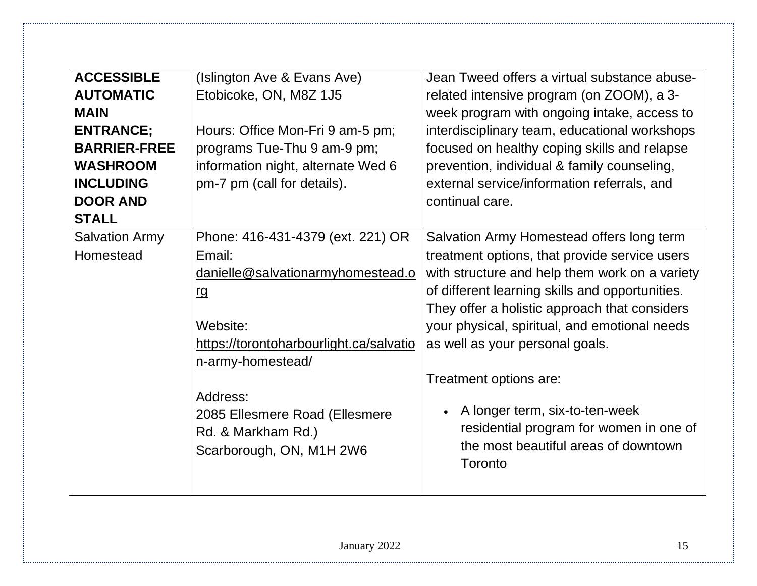| | | |
|---|---|---|
| **ACCESSIBLE AUTOMATIC MAIN ENTRANCE; BARRIER-FREE WASHROOM INCLUDING DOOR AND STALL** | (Islington Ave & Evans Ave)<br>Etobicoke, ON, M8Z 1J5<br><br>Hours: Office Mon-Fri 9 am-5 pm; programs Tue-Thu 9 am-9 pm; information night, alternate Wed 6 pm-7 pm (call for details). | Jean Tweed offers a virtual substance abuse-related intensive program (on ZOOM), a 3-week program with ongoing intake, access to interdisciplinary team, educational workshops focused on healthy coping skills and relapse prevention, individual & family counseling, external service/information referrals, and continual care. |
| Salvation Army Homestead | Phone: 416-431-4379 (ext. 221) OR Email: danielle@salvationarmyhomestead.org<br><br>Website: https://torontoharbourlight.ca/salvation-army-homestead/<br><br>Address:<br>2085 Ellesmere Road (Ellesmere Rd. & Markham Rd.)<br>Scarborough, ON, M1H 2W6 | Salvation Army Homestead offers long term treatment options, that provide service users with structure and help them work on a variety of different learning skills and opportunities. They offer a holistic approach that considers your physical, spiritual, and emotional needs as well as your personal goals.<br><br>Treatment options are:<br><br>• A longer term, six-to-ten-week residential program for women in one of the most beautiful areas of downtown Toronto |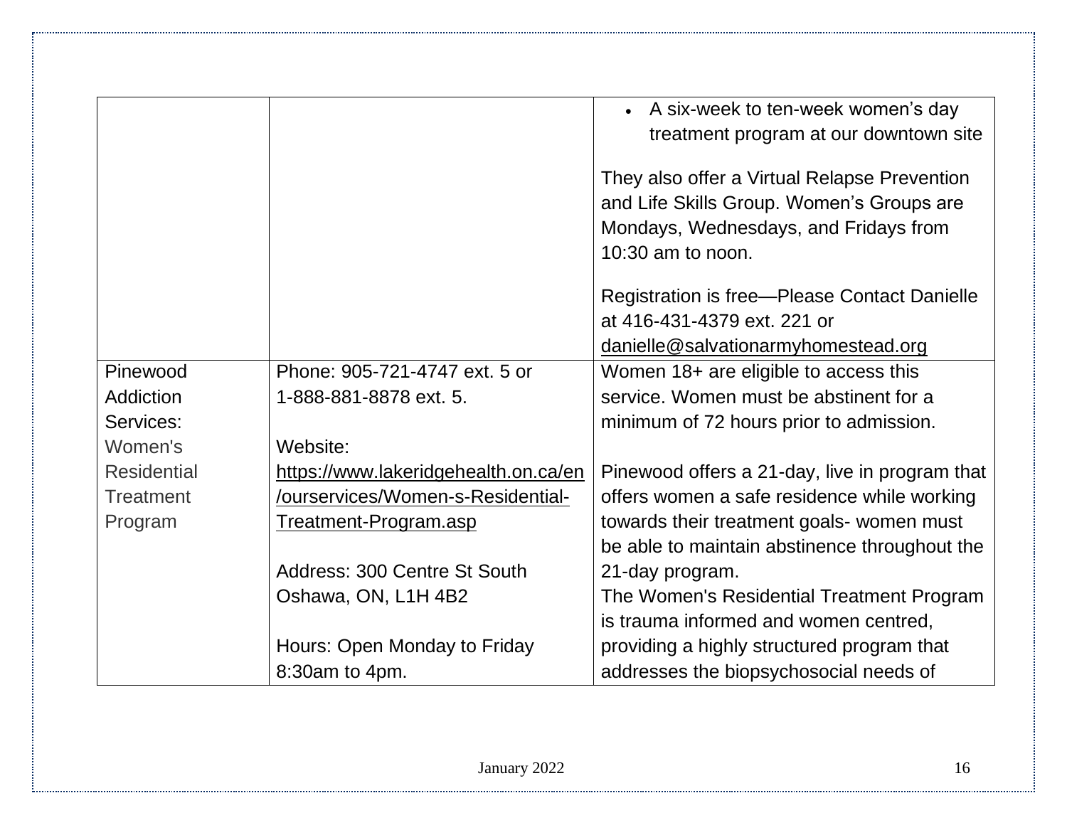| | | |
|---|---|---|
| | | • A six-week to ten-week women's day treatment program at our downtown site<br><br>They also offer a Virtual Relapse Prevention and Life Skills Group. Women's Groups are Mondays, Wednesdays, and Fridays from 10:30 am to noon.<br><br>Registration is free—Please Contact Danielle at 416-431-4379 ext. 221 or danielle@salvationarmyhomestead.org |
| Pinewood Addiction Services: Women's Residential Treatment Program | Phone: 905-721-4747 ext. 5 or 1-888-881-8878 ext. 5.<br><br>Website: https://www.lakeridgehealth.on.ca/en/ourservices/Women-s-Residential-Treatment-Program.asp<br><br>Address: 300 Centre St South Oshawa, ON, L1H 4B2<br><br>Hours: Open Monday to Friday 8:30am to 4pm. | Women 18+ are eligible to access this service. Women must be abstinent for a minimum of 72 hours prior to admission.<br><br>Pinewood offers a 21-day, live in program that offers women a safe residence while working towards their treatment goals- women must be able to maintain abstinence throughout the 21-day program.<br>The Women's Residential Treatment Program is trauma informed and women centred, providing a highly structured program that addresses the biopsychosocial needs of |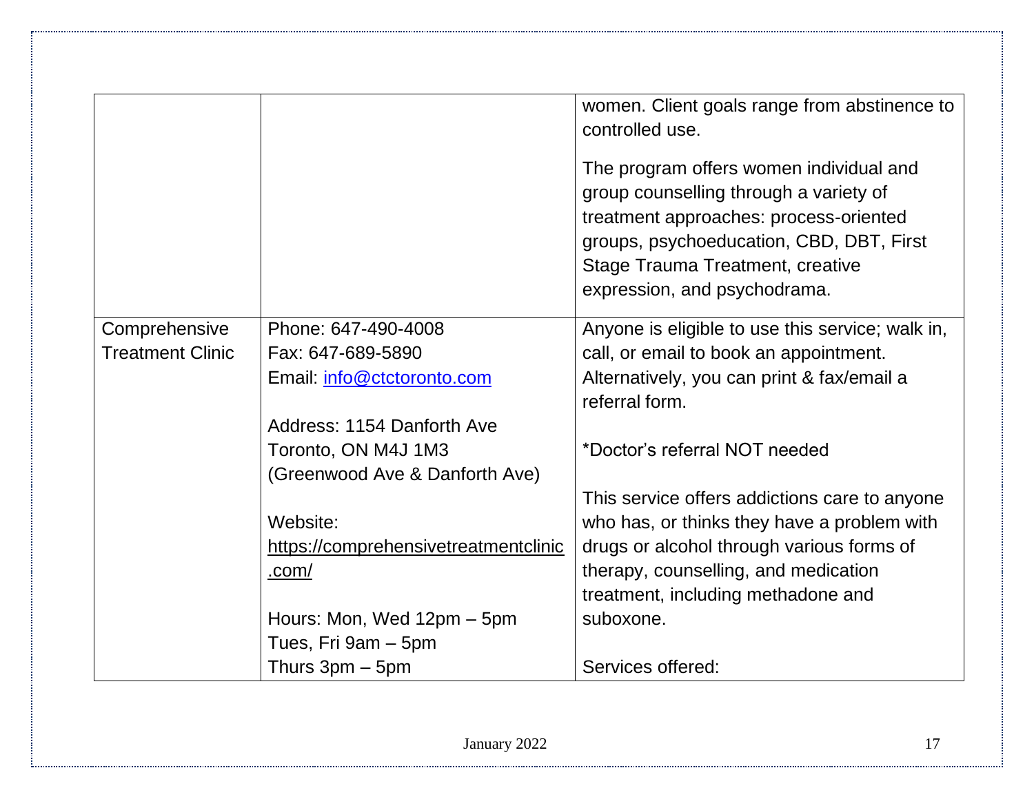| | | |
|---|---|---|
| | | women. Client goals range from abstinence to controlled use.<br><br>The program offers women individual and group counselling through a variety of treatment approaches: process-oriented groups, psychoeducation, CBD, DBT, First Stage Trauma Treatment, creative expression, and psychodrama. |
| Comprehensive Treatment Clinic | Phone: 647-490-4008<br>Fax: 647-689-5890<br>Email: [info@ctctoronto.com](mailto:info@ctctoronto.com)<br><br>Address: 1154 Danforth Ave<br>Toronto, ON M4J 1M3<br>(Greenwood Ave & Danforth Ave)<br><br>Website:<br>[https://comprehensivetreatmentclinic.com/](https://comprehensivetreatmentclinic.com/)<br><br>Hours: Mon, Wed 12pm – 5pm<br>Tues, Fri 9am – 5pm<br>Thurs 3pm – 5pm | Anyone is eligible to use this service; walk in, call, or email to book an appointment. Alternatively, you can print & fax/email a referral form.<br><br>*Doctor's referral NOT needed<br><br>This service offers addictions care to anyone who has, or thinks they have a problem with drugs or alcohol through various forms of therapy, counselling, and medication treatment, including methadone and suboxone.<br><br>Services offered: |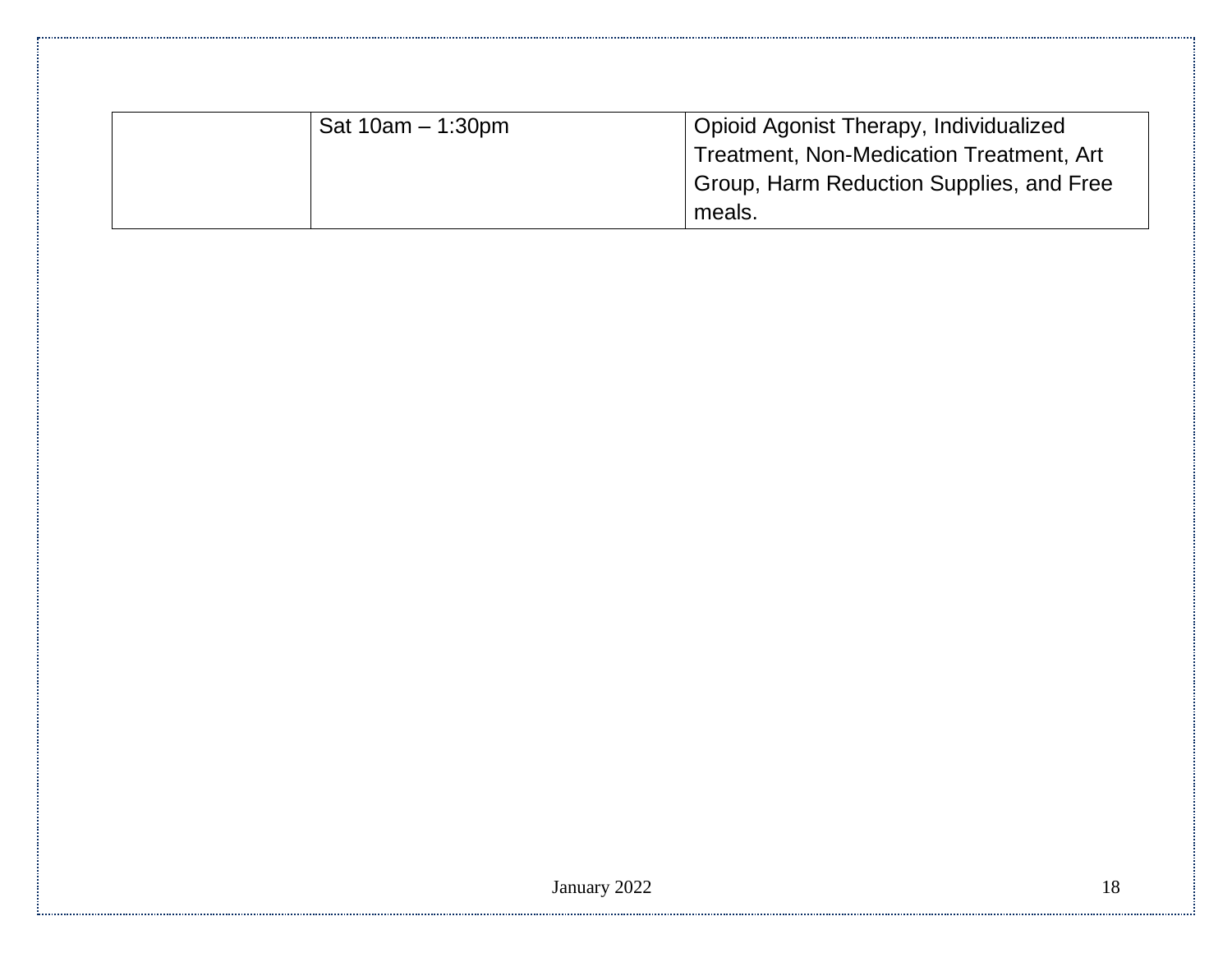| | | |
|---|---|---|
| | Sat 10am – 1:30pm | Opioid Agonist Therapy, Individualized Treatment, Non-Medication Treatment, Art Group, Harm Reduction Supplies, and Free meals. |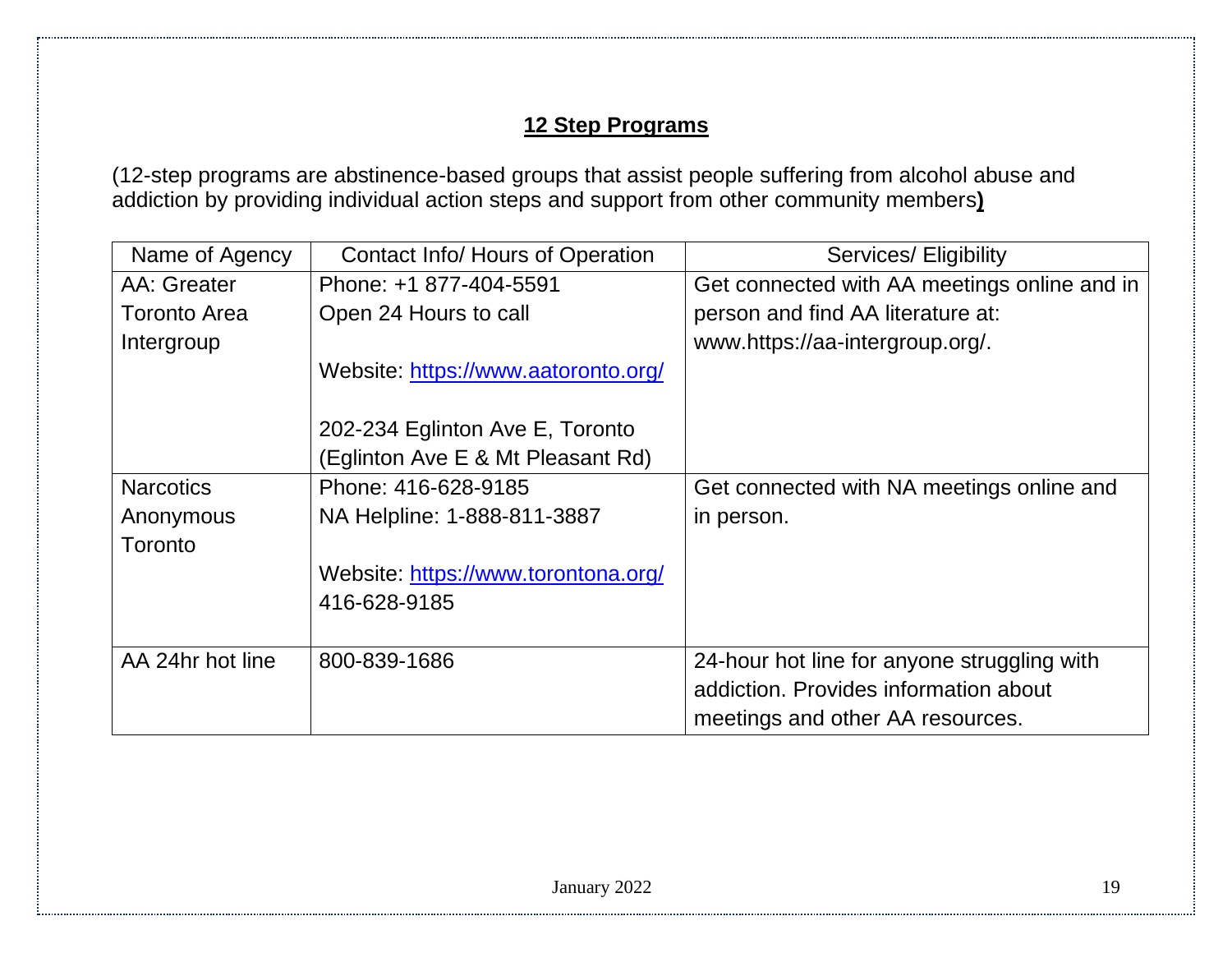## 12 Step Programs

(12-step programs are abstinence-based groups that assist people suffering from alcohol abuse and addiction by providing individual action steps and support from other community members**)**

| Name of Agency | Contact Info/ Hours of Operation | Services/ Eligibility |
|---|---|---|
| AA: Greater Toronto Area Intergroup | Phone: +1 877-404-5591<br>Open 24 Hours to call<br><br>Website: [https://www.aatoronto.org/](https://www.aatoronto.org/)<br><br>202-234 Eglinton Ave E, Toronto (Eglinton Ave E & Mt Pleasant Rd) | Get connected with AA meetings online and in person and find AA literature at: www.https://aa-intergroup.org/. |
| Narcotics Anonymous Toronto | Phone: 416-628-9185<br>NA Helpline: 1-888-811-3887<br><br>Website: [https://www.torontona.org/](https://www.torontona.org/)<br>416-628-9185 | Get connected with NA meetings online and in person. |
| AA 24hr hot line | 800-839-1686 | 24-hour hot line for anyone struggling with addiction. Provides information about meetings and other AA resources. |

January 2022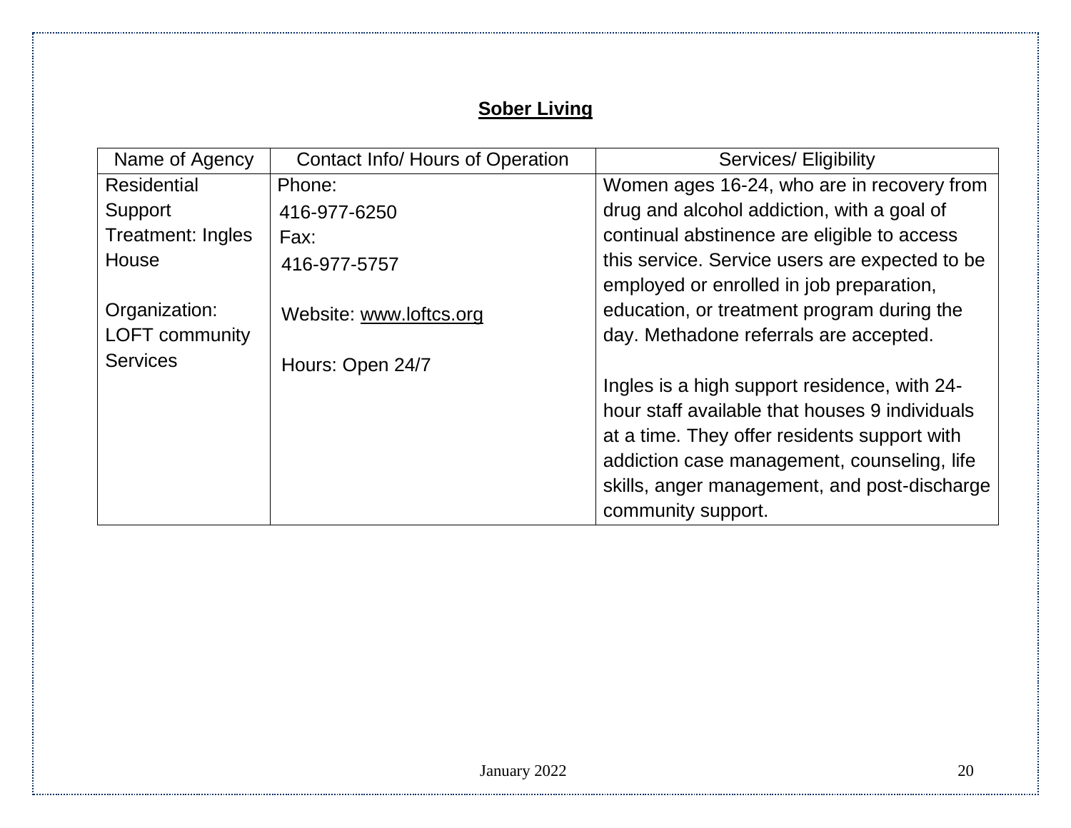## Sober Living

| Name of Agency | Contact Info/ Hours of Operation | Services/ Eligibility |
|---|---|---|
| Residential Support Treatment: Ingles House<br><br>Organization: LOFT community Services | Phone:<br>416-977-6250<br>Fax:<br>416-977-5757<br><br>Website: www.loftcs.org<br><br>Hours: Open 24/7 | Women ages 16-24, who are in recovery from drug and alcohol addiction, with a goal of continual abstinence are eligible to access this service. Service users are expected to be employed or enrolled in job preparation, education, or treatment program during the day. Methadone referrals are accepted.<br><br>Ingles is a high support residence, with 24-hour staff available that houses 9 individuals at a time. They offer residents support with addiction case management, counseling, life skills, anger management, and post-discharge community support. |

January 2022